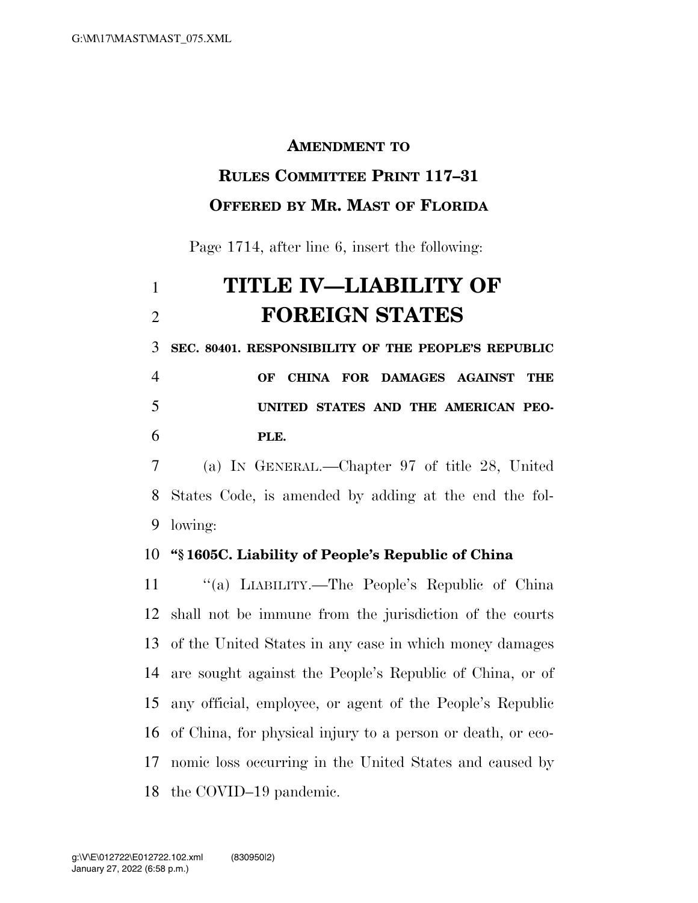**AMENDMENT TO**

**RULES COMMITTEE PRINT 117–31**

**OFFERED BY MR. MAST OF FLORIDA**

Page 1714, after line 6, insert the following:

# TITLE IV—LIABILITY OF FOREIGN STATES

**SEC. 80401. RESPONSIBILITY OF THE PEOPLE'S REPUBLIC OF CHINA FOR DAMAGES AGAINST THE UNITED STATES AND THE AMERICAN PEOPLE.**

(a) IN GENERAL.—Chapter 97 of title 28, United States Code, is amended by adding at the end the following:

**"§ 1605C. Liability of People's Republic of China**

"(a) LIABILITY.—The People's Republic of China shall not be immune from the jurisdiction of the courts of the United States in any case in which money damages are sought against the People's Republic of China, or of any official, employee, or agent of the People's Republic of China, for physical injury to a person or death, or economic loss occurring in the United States and caused by the COVID–19 pandemic.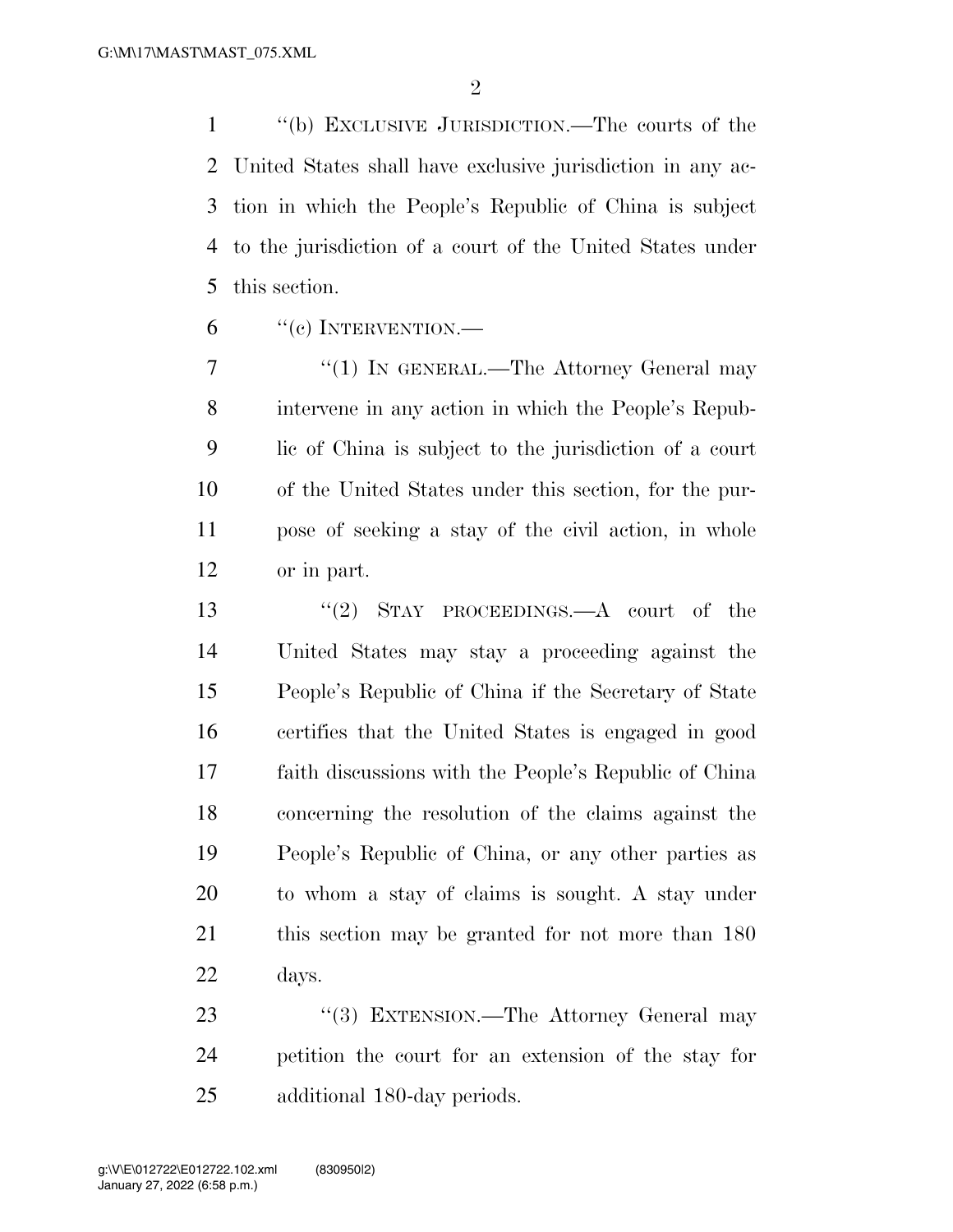"(b) EXCLUSIVE JURISDICTION.—The courts of the United States shall have exclusive jurisdiction in any action in which the People's Republic of China is subject to the jurisdiction of a court of the United States under this section.

"(c) INTERVENTION.—

"(1) IN GENERAL.—The Attorney General may intervene in any action in which the People's Republic of China is subject to the jurisdiction of a court of the United States under this section, for the purpose of seeking a stay of the civil action, in whole or in part.

"(2) STAY PROCEEDINGS.—A court of the United States may stay a proceeding against the People's Republic of China if the Secretary of State certifies that the United States is engaged in good faith discussions with the People's Republic of China concerning the resolution of the claims against the People's Republic of China, or any other parties as to whom a stay of claims is sought. A stay under this section may be granted for not more than 180 days.

"(3) EXTENSION.—The Attorney General may petition the court for an extension of the stay for additional 180-day periods.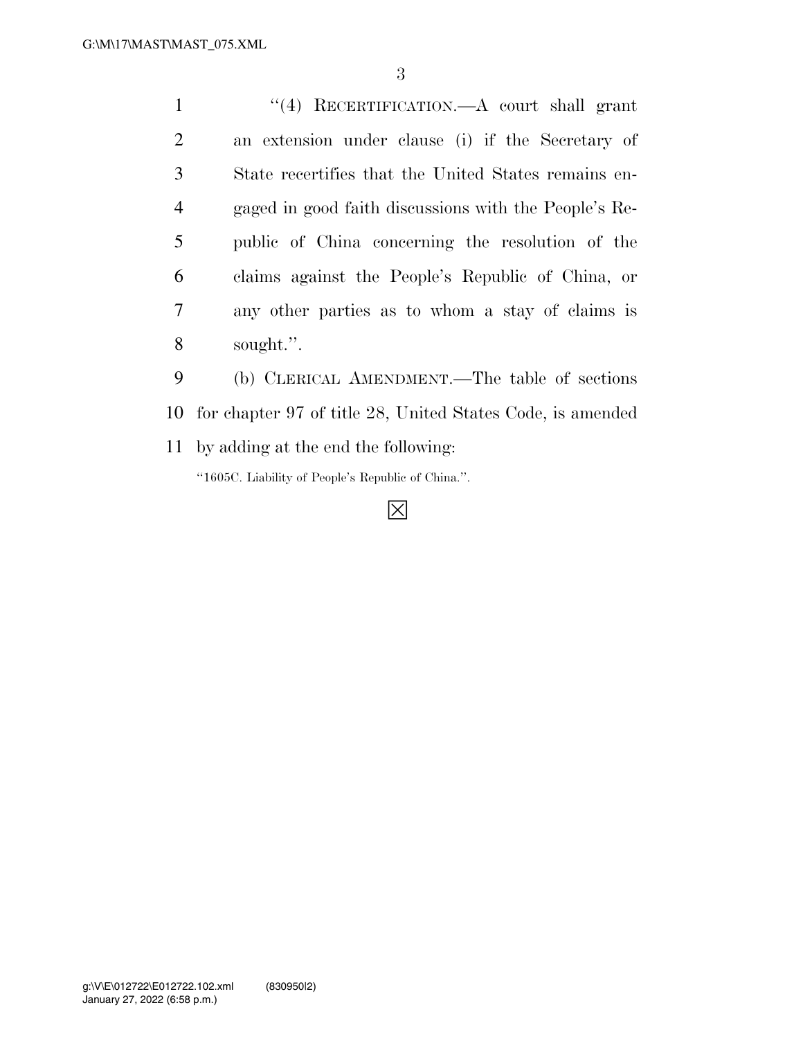"(4) RECERTIFICATION.—A court shall grant an extension under clause (i) if the Secretary of State recertifies that the United States remains engaged in good faith discussions with the People's Republic of China concerning the resolution of the claims against the People's Republic of China, or any other parties as to whom a stay of claims is sought.".

(b) CLERICAL AMENDMENT.—The table of sections for chapter 97 of title 28, United States Code, is amended by adding at the end the following:

"1605C. Liability of People's Republic of China.".